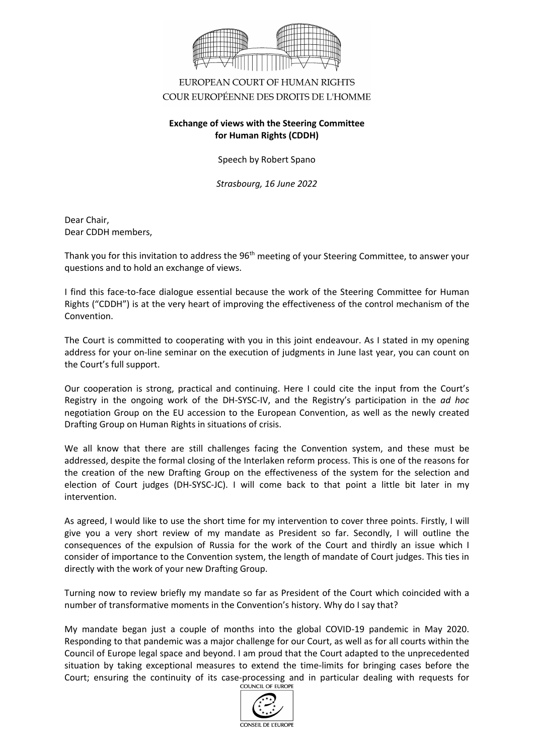EUROPEAN COURT OF HUMAN RIGHTS
COUR EUROPÉENNE DES DROITS DE L'HOMME

**Exchange of views with the Steering Committee for Human Rights (CDDH)**

Speech by Robert Spano

*Strasbourg, 16 June 2022*

Dear Chair,
Dear CDDH members,

Thank you for this invitation to address the 96th meeting of your Steering Committee, to answer your questions and to hold an exchange of views.

I find this face-to-face dialogue essential because the work of the Steering Committee for Human Rights ("CDDH") is at the very heart of improving the effectiveness of the control mechanism of the Convention.

The Court is committed to cooperating with you in this joint endeavour. As I stated in my opening address for your on-line seminar on the execution of judgments in June last year, you can count on the Court's full support.

Our cooperation is strong, practical and continuing. Here I could cite the input from the Court's Registry in the ongoing work of the DH-SYSC-IV, and the Registry's participation in the *ad hoc* negotiation Group on the EU accession to the European Convention, as well as the newly created Drafting Group on Human Rights in situations of crisis.

We all know that there are still challenges facing the Convention system, and these must be addressed, despite the formal closing of the Interlaken reform process. This is one of the reasons for the creation of the new Drafting Group on the effectiveness of the system for the selection and election of Court judges (DH-SYSC-JC). I will come back to that point a little bit later in my intervention.

As agreed, I would like to use the short time for my intervention to cover three points. Firstly, I will give you a very short review of my mandate as President so far. Secondly, I will outline the consequences of the expulsion of Russia for the work of the Court and thirdly an issue which I consider of importance to the Convention system, the length of mandate of Court judges. This ties in directly with the work of your new Drafting Group.

Turning now to review briefly my mandate so far as President of the Court which coincided with a number of transformative moments in the Convention's history. Why do I say that?

My mandate began just a couple of months into the global COVID-19 pandemic in May 2020. Responding to that pandemic was a major challenge for our Court, as well as for all courts within the Council of Europe legal space and beyond. I am proud that the Court adapted to the unprecedented situation by taking exceptional measures to extend the time-limits for bringing cases before the Court; ensuring the continuity of its case-processing and in particular dealing with requests for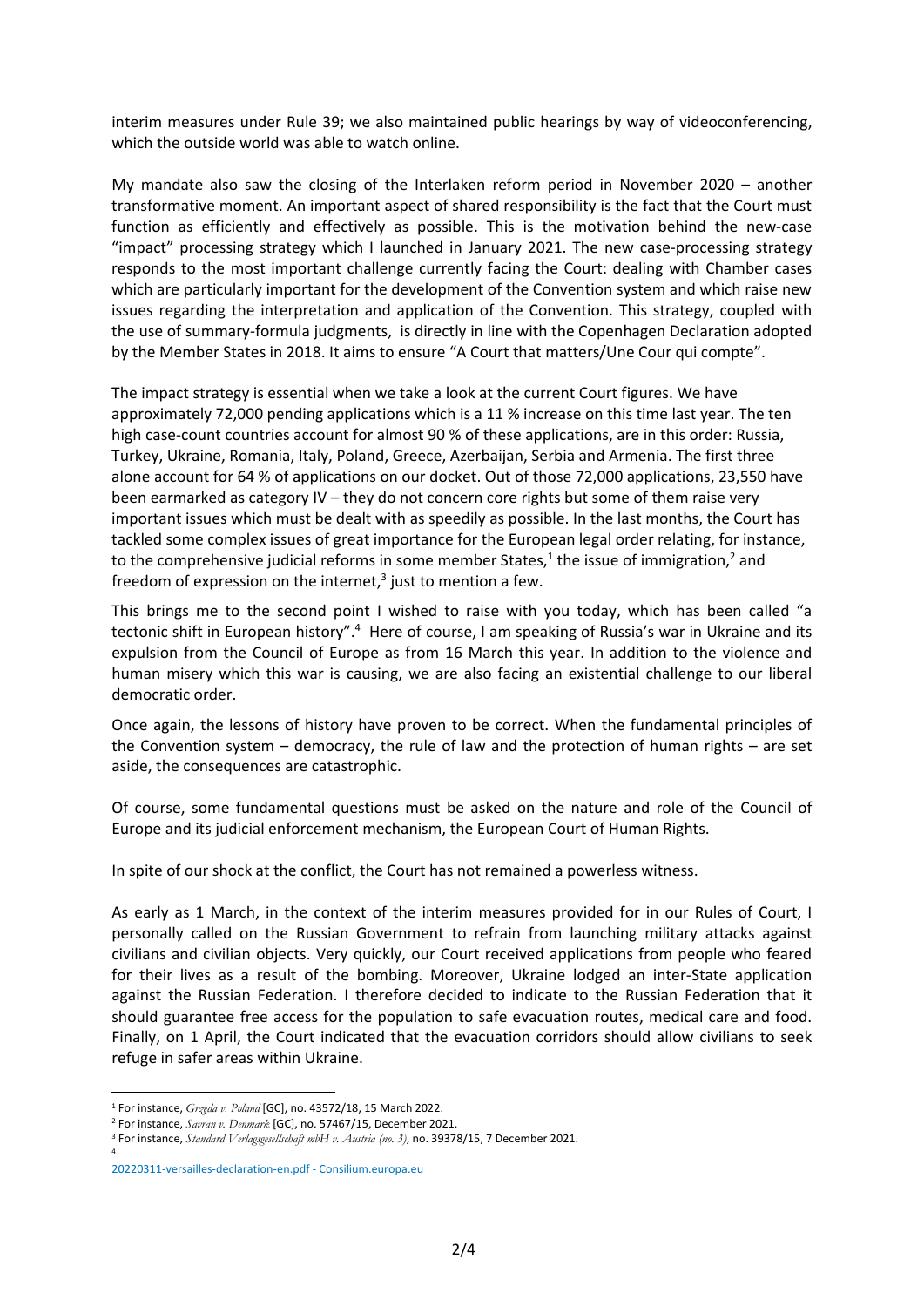interim measures under Rule 39; we also maintained public hearings by way of videoconferencing, which the outside world was able to watch online.

My mandate also saw the closing of the Interlaken reform period in November 2020 – another transformative moment. An important aspect of shared responsibility is the fact that the Court must function as efficiently and effectively as possible. This is the motivation behind the new-case "impact" processing strategy which I launched in January 2021. The new case-processing strategy responds to the most important challenge currently facing the Court: dealing with Chamber cases which are particularly important for the development of the Convention system and which raise new issues regarding the interpretation and application of the Convention. This strategy, coupled with the use of summary-formula judgments, is directly in line with the Copenhagen Declaration adopted by the Member States in 2018. It aims to ensure "A Court that matters/Une Cour qui compte".

The impact strategy is essential when we take a look at the current Court figures. We have approximately 72,000 pending applications which is a 11 % increase on this time last year. The ten high case-count countries account for almost 90 % of these applications, are in this order: Russia, Turkey, Ukraine, Romania, Italy, Poland, Greece, Azerbaijan, Serbia and Armenia. The first three alone account for 64 % of applications on our docket. Out of those 72,000 applications, 23,550 have been earmarked as category IV – they do not concern core rights but some of them raise very important issues which must be dealt with as speedily as possible. In the last months, the Court has tackled some complex issues of great importance for the European legal order relating, for instance, to the comprehensive judicial reforms in some member States,[1] the issue of immigration,[2] and freedom of expression on the internet,[3] just to mention a few.

This brings me to the second point I wished to raise with you today, which has been called "a tectonic shift in European history".[4] Here of course, I am speaking of Russia's war in Ukraine and its expulsion from the Council of Europe as from 16 March this year. In addition to the violence and human misery which this war is causing, we are also facing an existential challenge to our liberal democratic order.

Once again, the lessons of history have proven to be correct. When the fundamental principles of the Convention system – democracy, the rule of law and the protection of human rights – are set aside, the consequences are catastrophic.

Of course, some fundamental questions must be asked on the nature and role of the Council of Europe and its judicial enforcement mechanism, the European Court of Human Rights.

In spite of our shock at the conflict, the Court has not remained a powerless witness.

As early as 1 March, in the context of the interim measures provided for in our Rules of Court, I personally called on the Russian Government to refrain from launching military attacks against civilians and civilian objects. Very quickly, our Court received applications from people who feared for their lives as a result of the bombing. Moreover, Ukraine lodged an inter-State application against the Russian Federation. I therefore decided to indicate to the Russian Federation that it should guarantee free access for the population to safe evacuation routes, medical care and food. Finally, on 1 April, the Court indicated that the evacuation corridors should allow civilians to seek refuge in safer areas within Ukraine.

---

[1] For instance, *Grzęda v. Poland* [GC], no. 43572/18, 15 March 2022.

[2] For instance, *Savran v. Denmark* [GC], no. 57467/15, December 2021.

[3] For instance, *Standard Verlagsgesellschaft mbH v. Austria (no. 3)*, no. 39378/15, 7 December 2021.

[4] 20220311-versailles-declaration-en.pdf - Consilium.europa.eu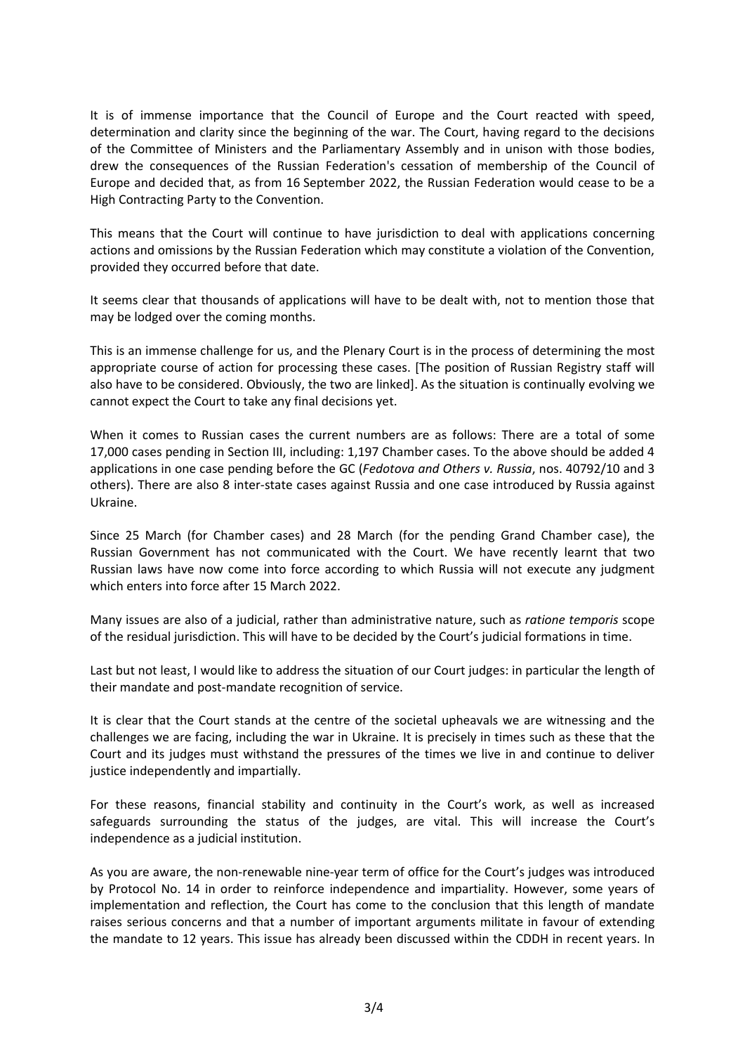It is of immense importance that the Council of Europe and the Court reacted with speed, determination and clarity since the beginning of the war. The Court, having regard to the decisions of the Committee of Ministers and the Parliamentary Assembly and in unison with those bodies, drew the consequences of the Russian Federation's cessation of membership of the Council of Europe and decided that, as from 16 September 2022, the Russian Federation would cease to be a High Contracting Party to the Convention.

This means that the Court will continue to have jurisdiction to deal with applications concerning actions and omissions by the Russian Federation which may constitute a violation of the Convention, provided they occurred before that date.

It seems clear that thousands of applications will have to be dealt with, not to mention those that may be lodged over the coming months.

This is an immense challenge for us, and the Plenary Court is in the process of determining the most appropriate course of action for processing these cases. [The position of Russian Registry staff will also have to be considered. Obviously, the two are linked]. As the situation is continually evolving we cannot expect the Court to take any final decisions yet.

When it comes to Russian cases the current numbers are as follows: There are a total of some 17,000 cases pending in Section III, including: 1,197 Chamber cases. To the above should be added 4 applications in one case pending before the GC (*Fedotova and Others v. Russia*, nos. 40792/10 and 3 others). There are also 8 inter-state cases against Russia and one case introduced by Russia against Ukraine.

Since 25 March (for Chamber cases) and 28 March (for the pending Grand Chamber case), the Russian Government has not communicated with the Court. We have recently learnt that two Russian laws have now come into force according to which Russia will not execute any judgment which enters into force after 15 March 2022.

Many issues are also of a judicial, rather than administrative nature, such as *ratione temporis* scope of the residual jurisdiction. This will have to be decided by the Court's judicial formations in time.

Last but not least, I would like to address the situation of our Court judges: in particular the length of their mandate and post-mandate recognition of service.

It is clear that the Court stands at the centre of the societal upheavals we are witnessing and the challenges we are facing, including the war in Ukraine. It is precisely in times such as these that the Court and its judges must withstand the pressures of the times we live in and continue to deliver justice independently and impartially.

For these reasons, financial stability and continuity in the Court's work, as well as increased safeguards surrounding the status of the judges, are vital. This will increase the Court's independence as a judicial institution.

As you are aware, the non-renewable nine-year term of office for the Court's judges was introduced by Protocol No. 14 in order to reinforce independence and impartiality. However, some years of implementation and reflection, the Court has come to the conclusion that this length of mandate raises serious concerns and that a number of important arguments militate in favour of extending the mandate to 12 years. This issue has already been discussed within the CDDH in recent years. In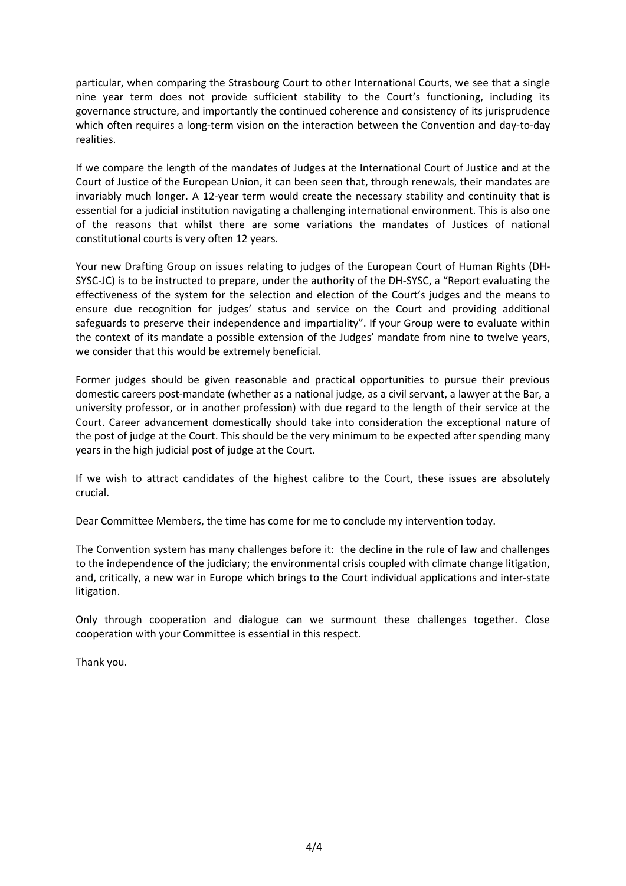particular, when comparing the Strasbourg Court to other International Courts, we see that a single nine year term does not provide sufficient stability to the Court's functioning, including its governance structure, and importantly the continued coherence and consistency of its jurisprudence which often requires a long-term vision on the interaction between the Convention and day-to-day realities.

If we compare the length of the mandates of Judges at the International Court of Justice and at the Court of Justice of the European Union, it can been seen that, through renewals, their mandates are invariably much longer. A 12-year term would create the necessary stability and continuity that is essential for a judicial institution navigating a challenging international environment. This is also one of the reasons that whilst there are some variations the mandates of Justices of national constitutional courts is very often 12 years.

Your new Drafting Group on issues relating to judges of the European Court of Human Rights (DH-SYSC-JC) is to be instructed to prepare, under the authority of the DH-SYSC, a "Report evaluating the effectiveness of the system for the selection and election of the Court's judges and the means to ensure due recognition for judges' status and service on the Court and providing additional safeguards to preserve their independence and impartiality". If your Group were to evaluate within the context of its mandate a possible extension of the Judges' mandate from nine to twelve years, we consider that this would be extremely beneficial.

Former judges should be given reasonable and practical opportunities to pursue their previous domestic careers post-mandate (whether as a national judge, as a civil servant, a lawyer at the Bar, a university professor, or in another profession) with due regard to the length of their service at the Court. Career advancement domestically should take into consideration the exceptional nature of the post of judge at the Court. This should be the very minimum to be expected after spending many years in the high judicial post of judge at the Court.

If we wish to attract candidates of the highest calibre to the Court, these issues are absolutely crucial.

Dear Committee Members, the time has come for me to conclude my intervention today.

The Convention system has many challenges before it: the decline in the rule of law and challenges to the independence of the judiciary; the environmental crisis coupled with climate change litigation, and, critically, a new war in Europe which brings to the Court individual applications and inter-state litigation.

Only through cooperation and dialogue can we surmount these challenges together. Close cooperation with your Committee is essential in this respect.

Thank you.